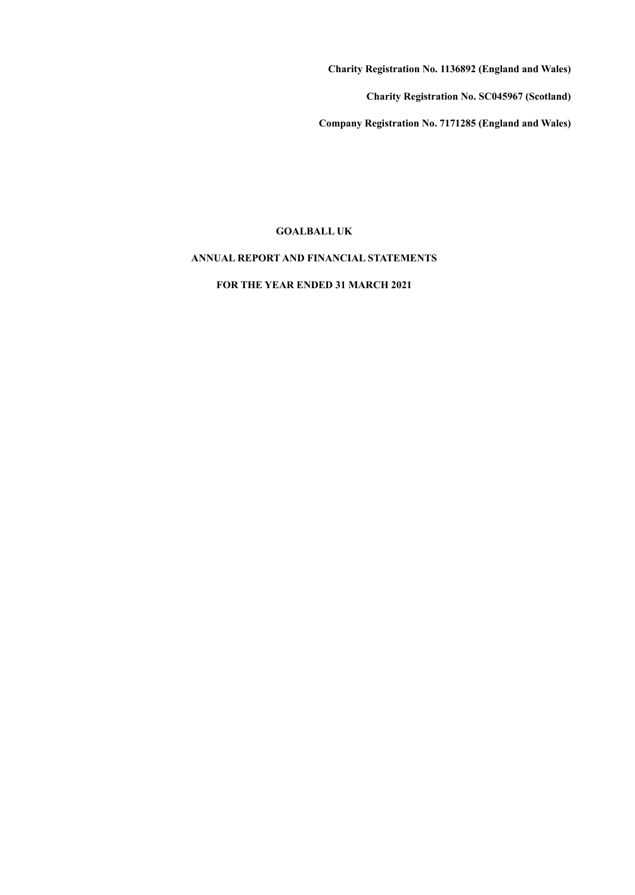**Charity Registration No. 1136892 (England and Wales)**

**Charity Registration No. SC045967 (Scotland)**

**Company Registration No. 7171285 (England and Wales)**

# GOALBALL UK

## ANNUAL REPORT AND FINANCIAL STATEMENTS

## FOR THE YEAR ENDED 31 MARCH 2021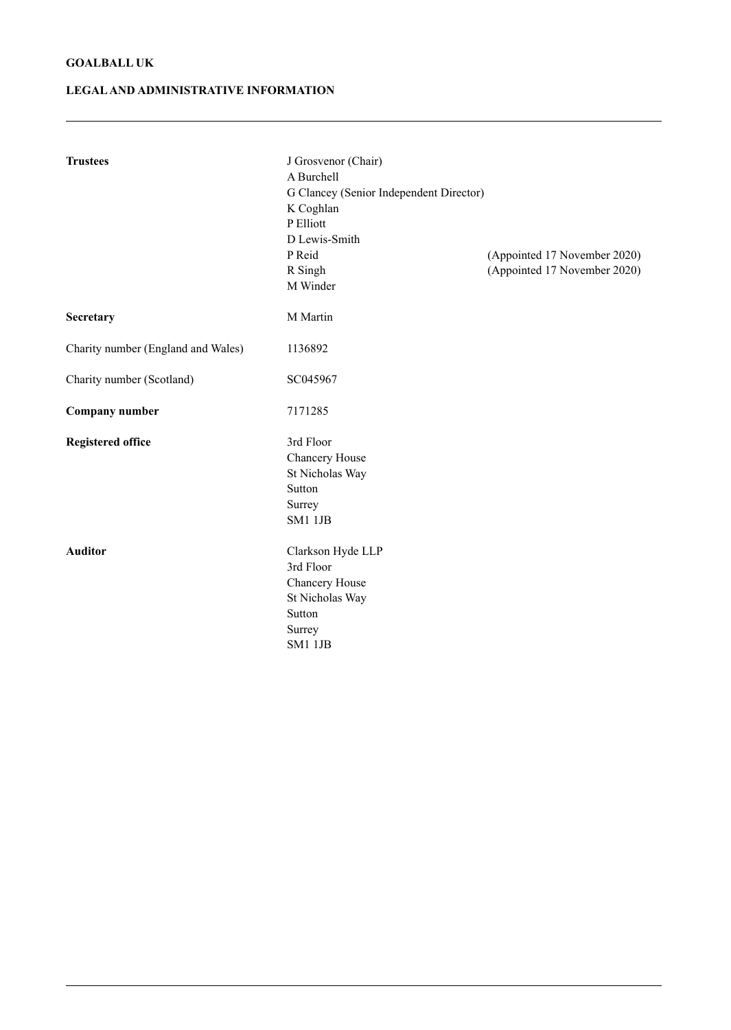**GOALBALL UK**

## LEGAL AND ADMINISTRATIVE INFORMATION

| | | |
|---|---|---|
| **Trustees** | J Grosvenor (Chair) | |
| | A Burchell | |
| | G Clancey (Senior Independent Director) | |
| | K Coghlan | |
| | P Elliott | |
| | D Lewis-Smith | |
| | P Reid | (Appointed 17 November 2020) |
| | R Singh | (Appointed 17 November 2020) |
| | M Winder | |
| **Secretary** | M Martin | |
| Charity number (England and Wales) | 1136892 | |
| Charity number (Scotland) | SC045967 | |
| **Company number** | 7171285 | |
| **Registered office** | 3rd Floor<br>Chancery House<br>St Nicholas Way<br>Sutton<br>Surrey<br>SM1 1JB | |
| **Auditor** | Clarkson Hyde LLP<br>3rd Floor<br>Chancery House<br>St Nicholas Way<br>Sutton<br>Surrey<br>SM1 1JB | |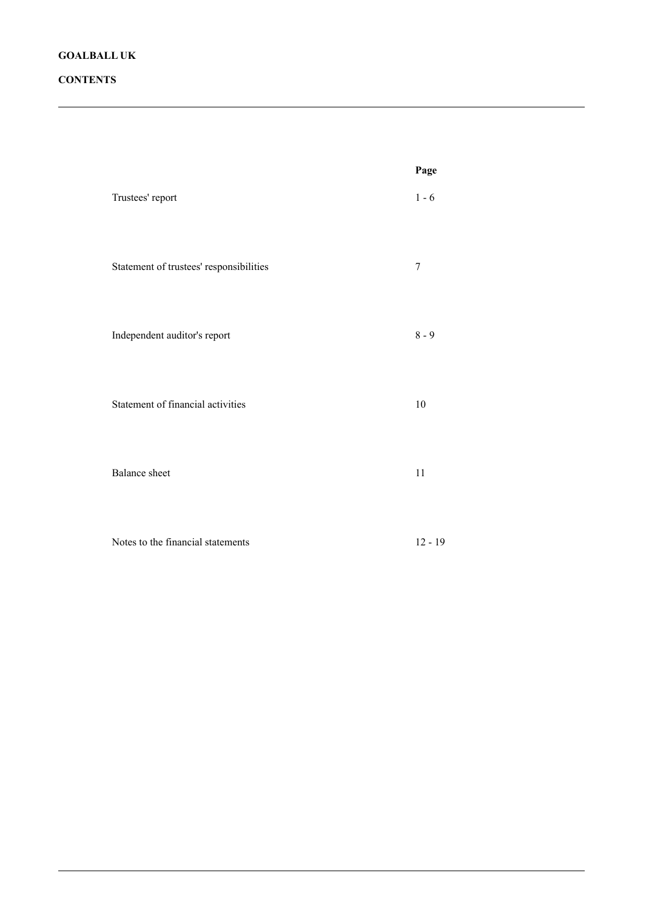**GOALBALL UK**

**CONTENTS**

| | Page |
|---|---|
| Trustees' report | 1 - 6 |
| Statement of trustees' responsibilities | 7 |
| Independent auditor's report | 8 - 9 |
| Statement of financial activities | 10 |
| Balance sheet | 11 |
| Notes to the financial statements | 12 - 19 |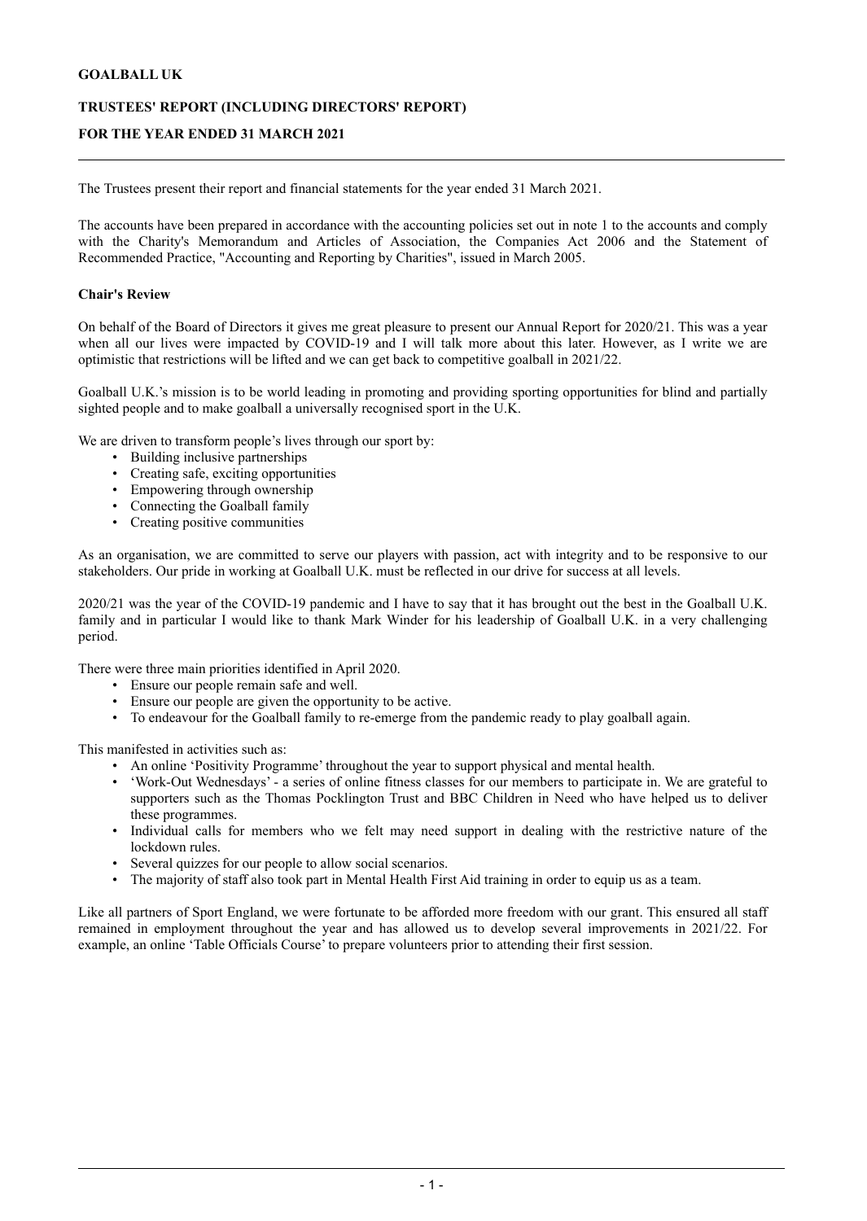**GOALBALL UK**

**TRUSTEES' REPORT (INCLUDING DIRECTORS' REPORT)**

**FOR THE YEAR ENDED 31 MARCH 2021**

The Trustees present their report and financial statements for the year ended 31 March 2021.

The accounts have been prepared in accordance with the accounting policies set out in note 1 to the accounts and comply with the Charity's Memorandum and Articles of Association, the Companies Act 2006 and the Statement of Recommended Practice, "Accounting and Reporting by Charities", issued in March 2005.

**Chair's Review**

On behalf of the Board of Directors it gives me great pleasure to present our Annual Report for 2020/21. This was a year when all our lives were impacted by COVID-19 and I will talk more about this later. However, as I write we are optimistic that restrictions will be lifted and we can get back to competitive goalball in 2021/22.

Goalball U.K.'s mission is to be world leading in promoting and providing sporting opportunities for blind and partially sighted people and to make goalball a universally recognised sport in the U.K.

We are driven to transform people's lives through our sport by:

- Building inclusive partnerships
- Creating safe, exciting opportunities
- Empowering through ownership
- Connecting the Goalball family
- Creating positive communities

As an organisation, we are committed to serve our players with passion, act with integrity and to be responsive to our stakeholders. Our pride in working at Goalball U.K. must be reflected in our drive for success at all levels.

2020/21 was the year of the COVID-19 pandemic and I have to say that it has brought out the best in the Goalball U.K. family and in particular I would like to thank Mark Winder for his leadership of Goalball U.K. in a very challenging period.

There were three main priorities identified in April 2020.

- Ensure our people remain safe and well.
- Ensure our people are given the opportunity to be active.
- To endeavour for the Goalball family to re-emerge from the pandemic ready to play goalball again.

This manifested in activities such as:

- An online 'Positivity Programme' throughout the year to support physical and mental health.
- 'Work-Out Wednesdays' - a series of online fitness classes for our members to participate in. We are grateful to supporters such as the Thomas Pocklington Trust and BBC Children in Need who have helped us to deliver these programmes.
- Individual calls for members who we felt may need support in dealing with the restrictive nature of the lockdown rules.
- Several quizzes for our people to allow social scenarios.
- The majority of staff also took part in Mental Health First Aid training in order to equip us as a team.

Like all partners of Sport England, we were fortunate to be afforded more freedom with our grant. This ensured all staff remained in employment throughout the year and has allowed us to develop several improvements in 2021/22. For example, an online 'Table Officials Course' to prepare volunteers prior to attending their first session.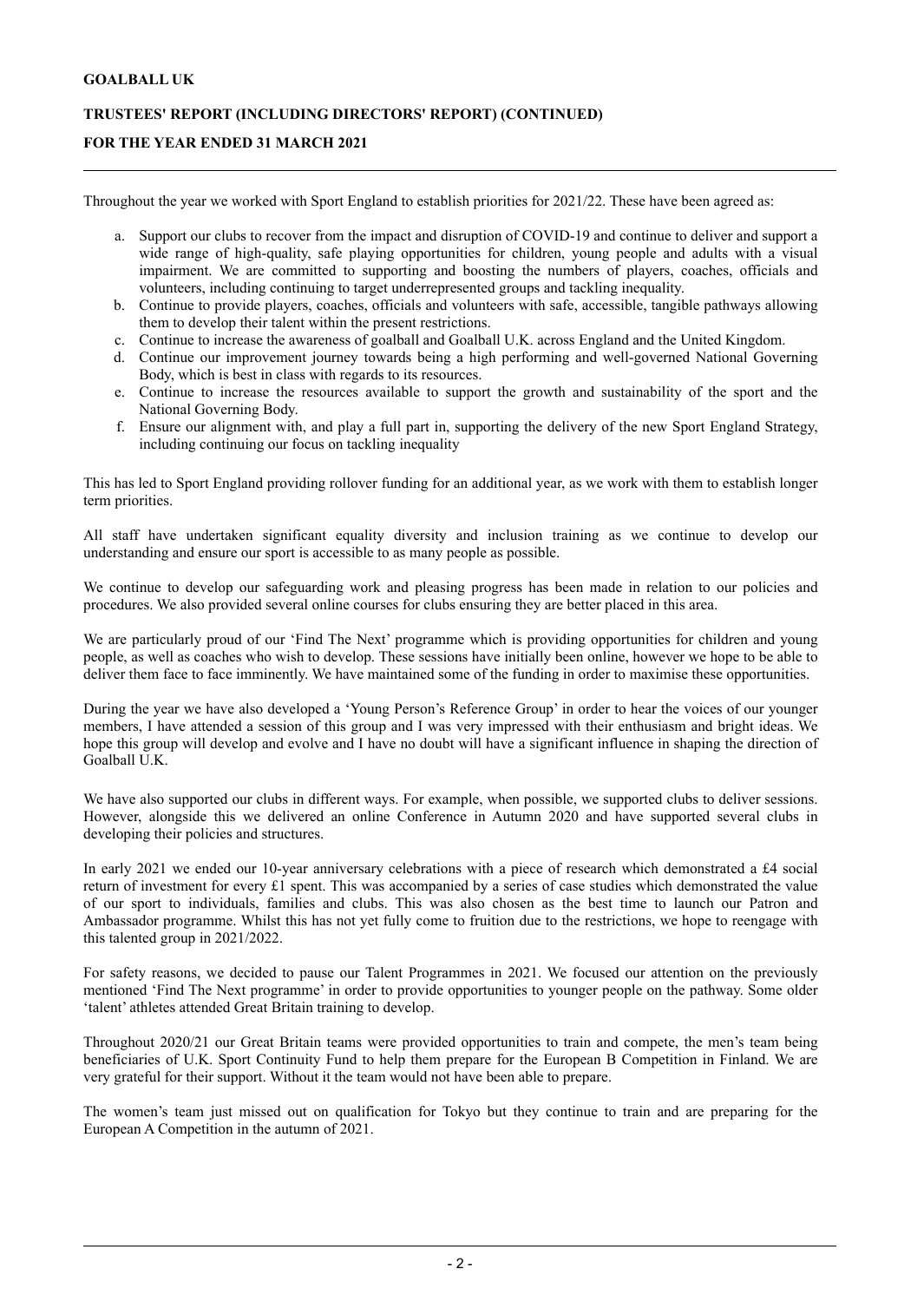Throughout the year we worked with Sport England to establish priorities for 2021/22. These have been agreed as:

a. Support our clubs to recover from the impact and disruption of COVID-19 and continue to deliver and support a wide range of high-quality, safe playing opportunities for children, young people and adults with a visual impairment. We are committed to supporting and boosting the numbers of players, coaches, officials and volunteers, including continuing to target underrepresented groups and tackling inequality.
b. Continue to provide players, coaches, officials and volunteers with safe, accessible, tangible pathways allowing them to develop their talent within the present restrictions.
c. Continue to increase the awareness of goalball and Goalball U.K. across England and the United Kingdom.
d. Continue our improvement journey towards being a high performing and well-governed National Governing Body, which is best in class with regards to its resources.
e. Continue to increase the resources available to support the growth and sustainability of the sport and the National Governing Body.
f. Ensure our alignment with, and play a full part in, supporting the delivery of the new Sport England Strategy, including continuing our focus on tackling inequality

This has led to Sport England providing rollover funding for an additional year, as we work with them to establish longer term priorities.

All staff have undertaken significant equality diversity and inclusion training as we continue to develop our understanding and ensure our sport is accessible to as many people as possible.

We continue to develop our safeguarding work and pleasing progress has been made in relation to our policies and procedures. We also provided several online courses for clubs ensuring they are better placed in this area.

We are particularly proud of our 'Find The Next' programme which is providing opportunities for children and young people, as well as coaches who wish to develop. These sessions have initially been online, however we hope to be able to deliver them face to face imminently. We have maintained some of the funding in order to maximise these opportunities.

During the year we have also developed a 'Young Person's Reference Group' in order to hear the voices of our younger members, I have attended a session of this group and I was very impressed with their enthusiasm and bright ideas. We hope this group will develop and evolve and I have no doubt will have a significant influence in shaping the direction of Goalball U.K.

We have also supported our clubs in different ways. For example, when possible, we supported clubs to deliver sessions. However, alongside this we delivered an online Conference in Autumn 2020 and have supported several clubs in developing their policies and structures.

In early 2021 we ended our 10-year anniversary celebrations with a piece of research which demonstrated a £4 social return of investment for every £1 spent. This was accompanied by a series of case studies which demonstrated the value of our sport to individuals, families and clubs. This was also chosen as the best time to launch our Patron and Ambassador programme. Whilst this has not yet fully come to fruition due to the restrictions, we hope to reengage with this talented group in 2021/2022.

For safety reasons, we decided to pause our Talent Programmes in 2021. We focused our attention on the previously mentioned 'Find The Next programme' in order to provide opportunities to younger people on the pathway. Some older 'talent' athletes attended Great Britain training to develop.

Throughout 2020/21 our Great Britain teams were provided opportunities to train and compete, the men's team being beneficiaries of U.K. Sport Continuity Fund to help them prepare for the European B Competition in Finland. We are very grateful for their support. Without it the team would not have been able to prepare.

The women's team just missed out on qualification for Tokyo but they continue to train and are preparing for the European A Competition in the autumn of 2021.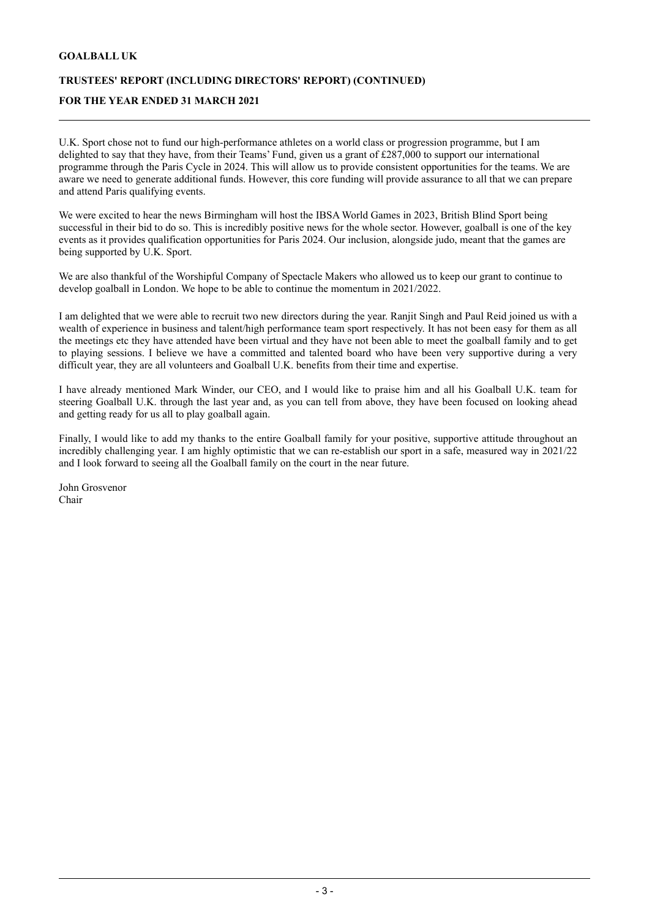U.K. Sport chose not to fund our high-performance athletes on a world class or progression programme, but I am delighted to say that they have, from their Teams' Fund, given us a grant of £287,000 to support our international programme through the Paris Cycle in 2024. This will allow us to provide consistent opportunities for the teams. We are aware we need to generate additional funds. However, this core funding will provide assurance to all that we can prepare and attend Paris qualifying events.

We were excited to hear the news Birmingham will host the IBSA World Games in 2023, British Blind Sport being successful in their bid to do so. This is incredibly positive news for the whole sector. However, goalball is one of the key events as it provides qualification opportunities for Paris 2024. Our inclusion, alongside judo, meant that the games are being supported by U.K. Sport.

We are also thankful of the Worshipful Company of Spectacle Makers who allowed us to keep our grant to continue to develop goalball in London. We hope to be able to continue the momentum in 2021/2022.

I am delighted that we were able to recruit two new directors during the year. Ranjit Singh and Paul Reid joined us with a wealth of experience in business and talent/high performance team sport respectively. It has not been easy for them as all the meetings etc they have attended have been virtual and they have not been able to meet the goalball family and to get to playing sessions. I believe we have a committed and talented board who have been very supportive during a very difficult year, they are all volunteers and Goalball U.K. benefits from their time and expertise.

I have already mentioned Mark Winder, our CEO, and I would like to praise him and all his Goalball U.K. team for steering Goalball U.K. through the last year and, as you can tell from above, they have been focused on looking ahead and getting ready for us all to play goalball again.

Finally, I would like to add my thanks to the entire Goalball family for your positive, supportive attitude throughout an incredibly challenging year. I am highly optimistic that we can re-establish our sport in a safe, measured way in 2021/22 and I look forward to seeing all the Goalball family on the court in the near future.

John Grosvenor
Chair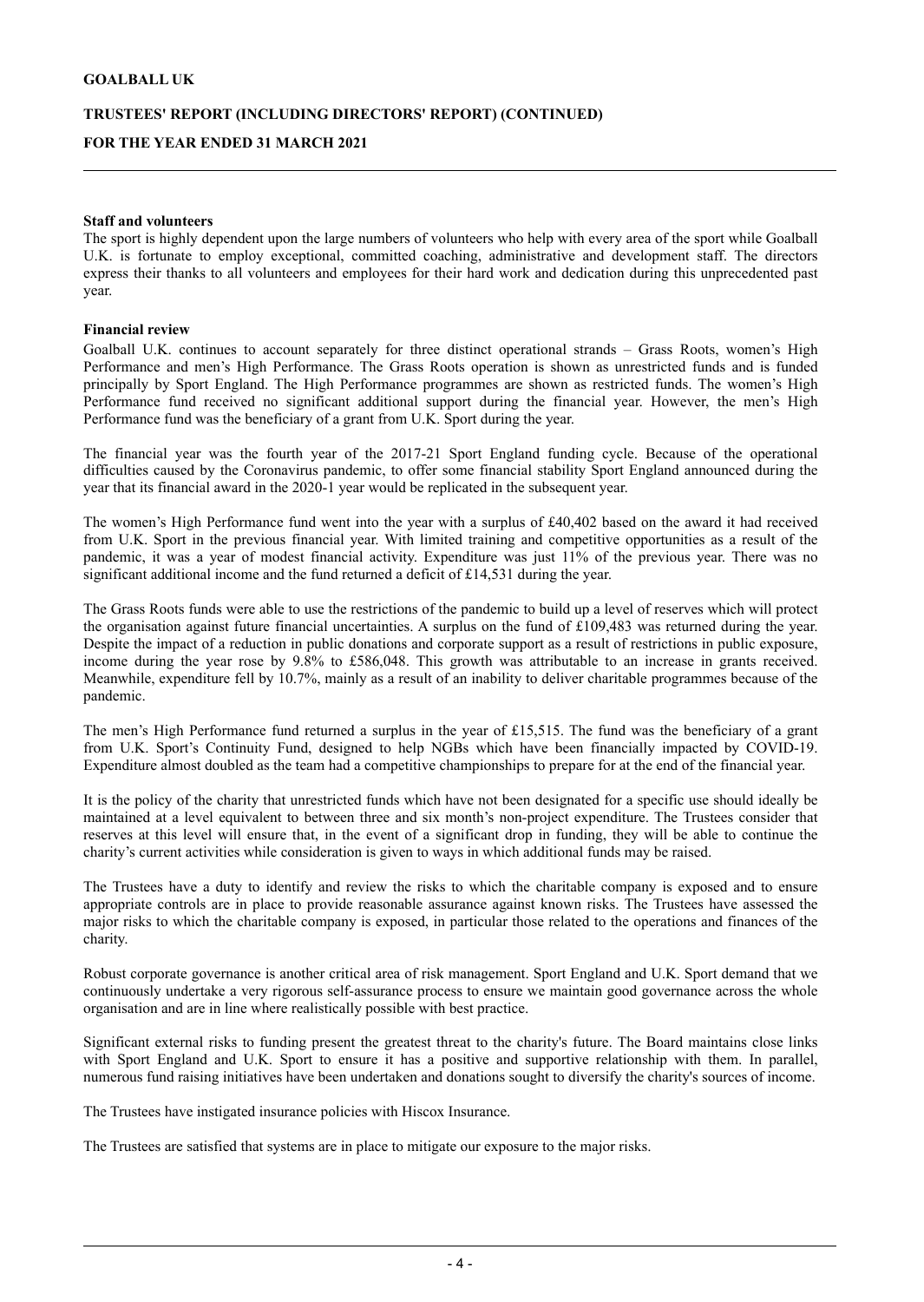**Staff and volunteers**

The sport is highly dependent upon the large numbers of volunteers who help with every area of the sport while Goalball U.K. is fortunate to employ exceptional, committed coaching, administrative and development staff. The directors express their thanks to all volunteers and employees for their hard work and dedication during this unprecedented past year.

**Financial review**

Goalball U.K. continues to account separately for three distinct operational strands – Grass Roots, women's High Performance and men's High Performance. The Grass Roots operation is shown as unrestricted funds and is funded principally by Sport England. The High Performance programmes are shown as restricted funds. The women's High Performance fund received no significant additional support during the financial year. However, the men's High Performance fund was the beneficiary of a grant from U.K. Sport during the year.

The financial year was the fourth year of the 2017-21 Sport England funding cycle. Because of the operational difficulties caused by the Coronavirus pandemic, to offer some financial stability Sport England announced during the year that its financial award in the 2020-1 year would be replicated in the subsequent year.

The women's High Performance fund went into the year with a surplus of £40,402 based on the award it had received from U.K. Sport in the previous financial year. With limited training and competitive opportunities as a result of the pandemic, it was a year of modest financial activity. Expenditure was just 11% of the previous year. There was no significant additional income and the fund returned a deficit of £14,531 during the year.

The Grass Roots funds were able to use the restrictions of the pandemic to build up a level of reserves which will protect the organisation against future financial uncertainties. A surplus on the fund of £109,483 was returned during the year. Despite the impact of a reduction in public donations and corporate support as a result of restrictions in public exposure, income during the year rose by 9.8% to £586,048. This growth was attributable to an increase in grants received. Meanwhile, expenditure fell by 10.7%, mainly as a result of an inability to deliver charitable programmes because of the pandemic.

The men's High Performance fund returned a surplus in the year of £15,515. The fund was the beneficiary of a grant from U.K. Sport's Continuity Fund, designed to help NGBs which have been financially impacted by COVID-19. Expenditure almost doubled as the team had a competitive championships to prepare for at the end of the financial year.

It is the policy of the charity that unrestricted funds which have not been designated for a specific use should ideally be maintained at a level equivalent to between three and six month's non-project expenditure. The Trustees consider that reserves at this level will ensure that, in the event of a significant drop in funding, they will be able to continue the charity's current activities while consideration is given to ways in which additional funds may be raised.

The Trustees have a duty to identify and review the risks to which the charitable company is exposed and to ensure appropriate controls are in place to provide reasonable assurance against known risks. The Trustees have assessed the major risks to which the charitable company is exposed, in particular those related to the operations and finances of the charity.

Robust corporate governance is another critical area of risk management. Sport England and U.K. Sport demand that we continuously undertake a very rigorous self-assurance process to ensure we maintain good governance across the whole organisation and are in line where realistically possible with best practice.

Significant external risks to funding present the greatest threat to the charity's future. The Board maintains close links with Sport England and U.K. Sport to ensure it has a positive and supportive relationship with them. In parallel, numerous fund raising initiatives have been undertaken and donations sought to diversify the charity's sources of income.

The Trustees have instigated insurance policies with Hiscox Insurance.

The Trustees are satisfied that systems are in place to mitigate our exposure to the major risks.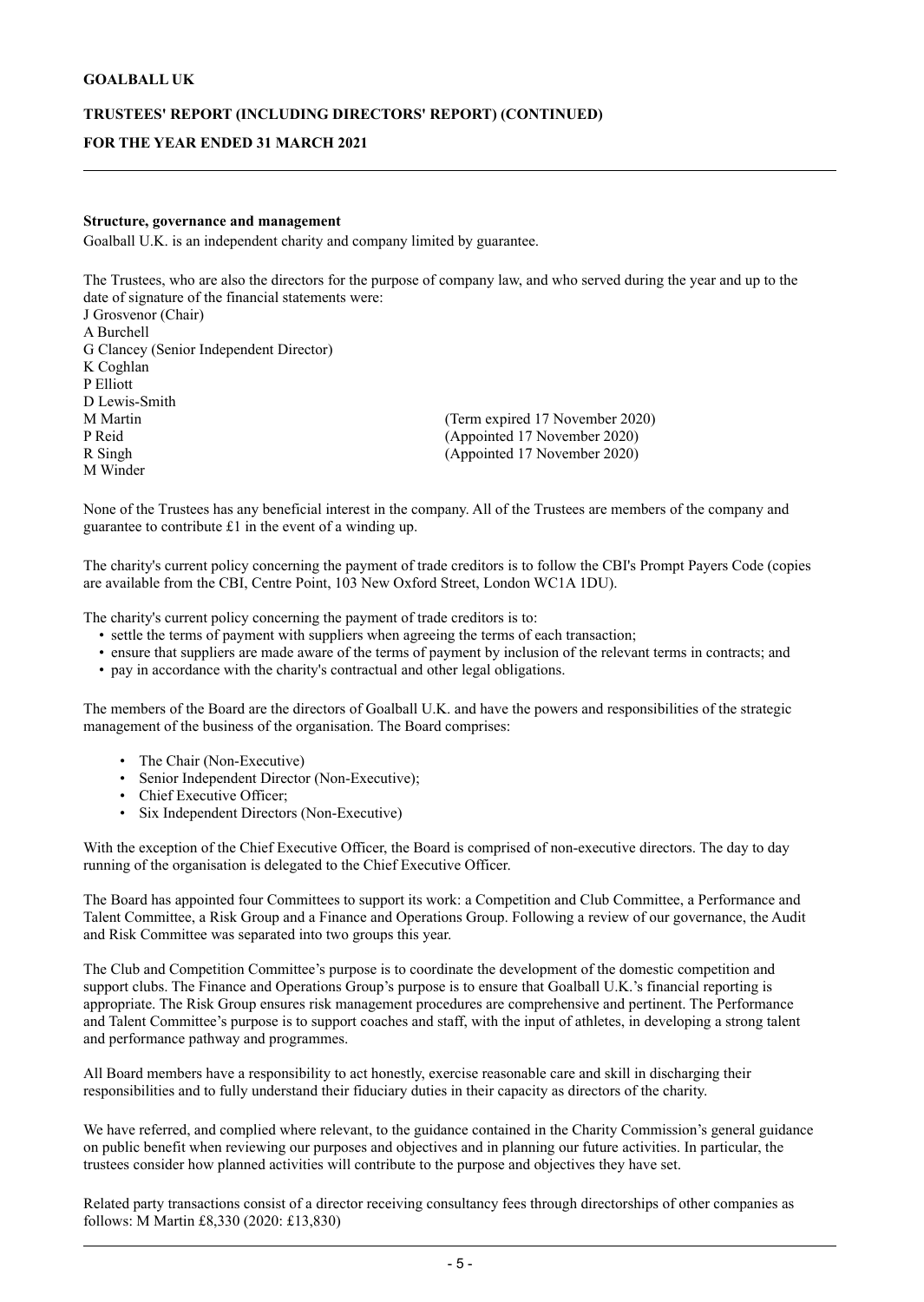**Structure, governance and management**

Goalball U.K. is an independent charity and company limited by guarantee.

The Trustees, who are also the directors for the purpose of company law, and who served during the year and up to the date of signature of the financial statements were:

| | |
|---|---|
| J Grosvenor (Chair) | |
| A Burchell | |
| G Clancey (Senior Independent Director) | |
| K Coghlan | |
| P Elliott | |
| D Lewis-Smith | |
| M Martin | (Term expired 17 November 2020) |
| P Reid | (Appointed 17 November 2020) |
| R Singh | (Appointed 17 November 2020) |
| M Winder | |

None of the Trustees has any beneficial interest in the company. All of the Trustees are members of the company and guarantee to contribute £1 in the event of a winding up.

The charity's current policy concerning the payment of trade creditors is to follow the CBI's Prompt Payers Code (copies are available from the CBI, Centre Point, 103 New Oxford Street, London WC1A 1DU).

The charity's current policy concerning the payment of trade creditors is to:

- settle the terms of payment with suppliers when agreeing the terms of each transaction;
- ensure that suppliers are made aware of the terms of payment by inclusion of the relevant terms in contracts; and
- pay in accordance with the charity's contractual and other legal obligations.

The members of the Board are the directors of Goalball U.K. and have the powers and responsibilities of the strategic management of the business of the organisation. The Board comprises:

- The Chair (Non-Executive)
- Senior Independent Director (Non-Executive);
- Chief Executive Officer;
- Six Independent Directors (Non-Executive)

With the exception of the Chief Executive Officer, the Board is comprised of non-executive directors. The day to day running of the organisation is delegated to the Chief Executive Officer.

The Board has appointed four Committees to support its work: a Competition and Club Committee, a Performance and Talent Committee, a Risk Group and a Finance and Operations Group. Following a review of our governance, the Audit and Risk Committee was separated into two groups this year.

The Club and Competition Committee's purpose is to coordinate the development of the domestic competition and support clubs. The Finance and Operations Group's purpose is to ensure that Goalball U.K.'s financial reporting is appropriate. The Risk Group ensures risk management procedures are comprehensive and pertinent. The Performance and Talent Committee's purpose is to support coaches and staff, with the input of athletes, in developing a strong talent and performance pathway and programmes.

All Board members have a responsibility to act honestly, exercise reasonable care and skill in discharging their responsibilities and to fully understand their fiduciary duties in their capacity as directors of the charity.

We have referred, and complied where relevant, to the guidance contained in the Charity Commission's general guidance on public benefit when reviewing our purposes and objectives and in planning our future activities. In particular, the trustees consider how planned activities will contribute to the purpose and objectives they have set.

Related party transactions consist of a director receiving consultancy fees through directorships of other companies as follows: M Martin £8,330 (2020: £13,830)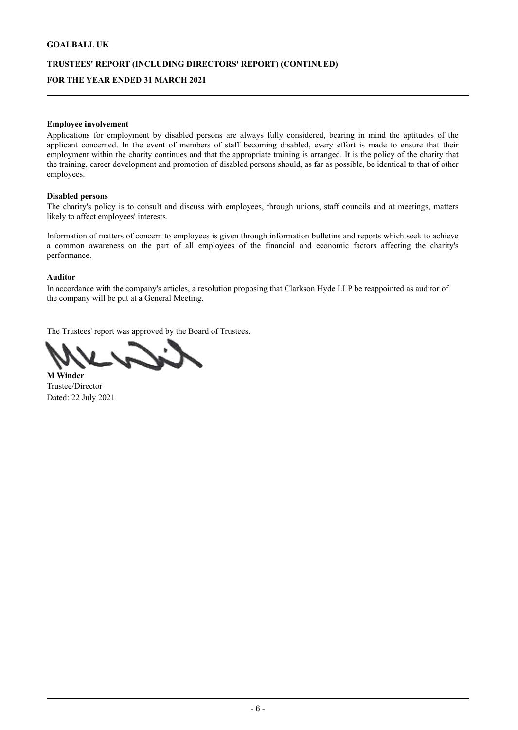**Employee involvement**

Applications for employment by disabled persons are always fully considered, bearing in mind the aptitudes of the applicant concerned. In the event of members of staff becoming disabled, every effort is made to ensure that their employment within the charity continues and that the appropriate training is arranged. It is the policy of the charity that the training, career development and promotion of disabled persons should, as far as possible, be identical to that of other employees.

**Disabled persons**

The charity's policy is to consult and discuss with employees, through unions, staff councils and at meetings, matters likely to affect employees' interests.

Information of matters of concern to employees is given through information bulletins and reports which seek to achieve a common awareness on the part of all employees of the financial and economic factors affecting the charity's performance.

**Auditor**

In accordance with the company's articles, a resolution proposing that Clarkson Hyde LLP be reappointed as auditor of the company will be put at a General Meeting.

The Trustees' report was approved by the Board of Trustees.

**M Winder**
Trustee/Director
Dated: 22 July 2021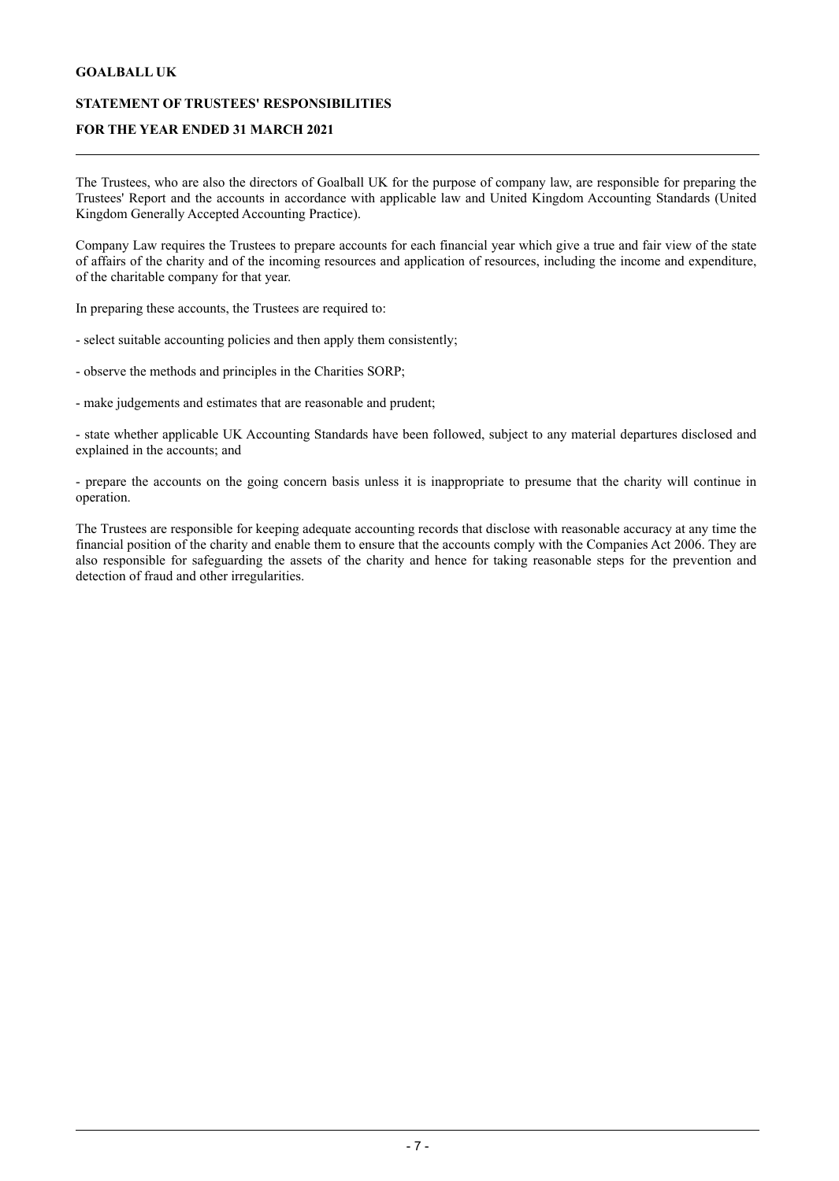**GOALBALL UK**

**STATEMENT OF TRUSTEES' RESPONSIBILITIES**

**FOR THE YEAR ENDED 31 MARCH 2021**

The Trustees, who are also the directors of Goalball UK for the purpose of company law, are responsible for preparing the Trustees' Report and the accounts in accordance with applicable law and United Kingdom Accounting Standards (United Kingdom Generally Accepted Accounting Practice).

Company Law requires the Trustees to prepare accounts for each financial year which give a true and fair view of the state of affairs of the charity and of the incoming resources and application of resources, including the income and expenditure, of the charitable company for that year.

In preparing these accounts, the Trustees are required to:

- select suitable accounting policies and then apply them consistently;

- observe the methods and principles in the Charities SORP;

- make judgements and estimates that are reasonable and prudent;

- state whether applicable UK Accounting Standards have been followed, subject to any material departures disclosed and explained in the accounts; and

- prepare the accounts on the going concern basis unless it is inappropriate to presume that the charity will continue in operation.

The Trustees are responsible for keeping adequate accounting records that disclose with reasonable accuracy at any time the financial position of the charity and enable them to ensure that the accounts comply with the Companies Act 2006. They are also responsible for safeguarding the assets of the charity and hence for taking reasonable steps for the prevention and detection of fraud and other irregularities.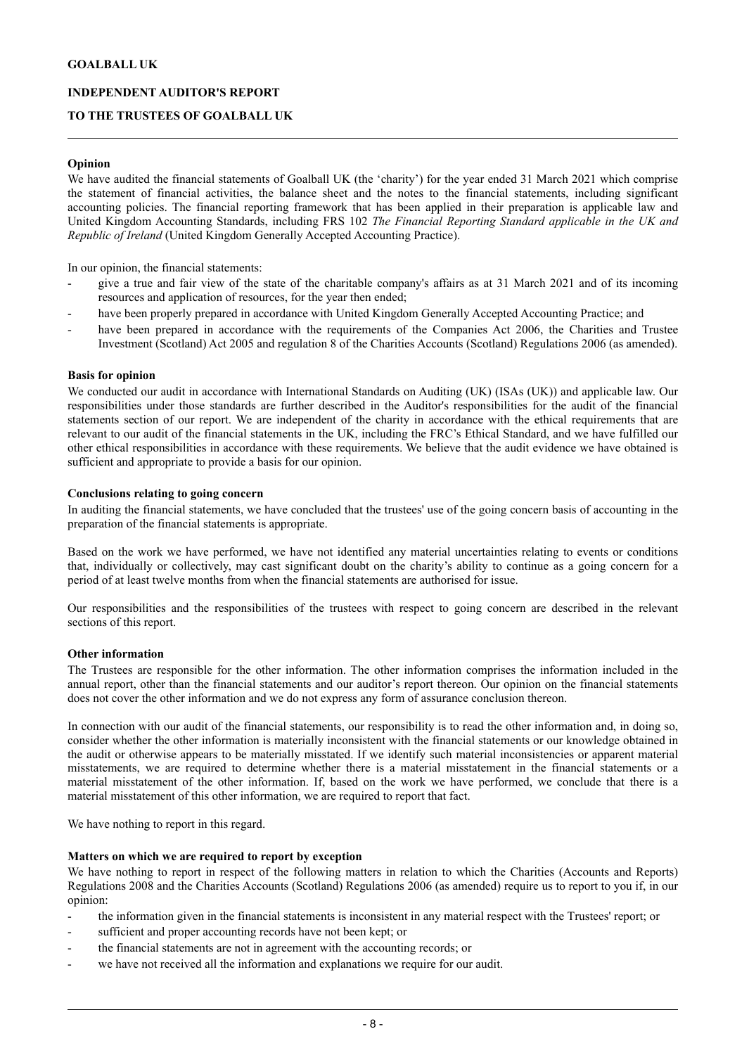# GOALBALL UK

## INDEPENDENT AUDITOR'S REPORT

## TO THE TRUSTEES OF GOALBALL UK

### Opinion

We have audited the financial statements of Goalball UK (the 'charity') for the year ended 31 March 2021 which comprise the statement of financial activities, the balance sheet and the notes to the financial statements, including significant accounting policies. The financial reporting framework that has been applied in their preparation is applicable law and United Kingdom Accounting Standards, including FRS 102 *The Financial Reporting Standard applicable in the UK and Republic of Ireland* (United Kingdom Generally Accepted Accounting Practice).

In our opinion, the financial statements:

- give a true and fair view of the state of the charitable company's affairs as at 31 March 2021 and of its incoming resources and application of resources, for the year then ended;
- have been properly prepared in accordance with United Kingdom Generally Accepted Accounting Practice; and
- have been prepared in accordance with the requirements of the Companies Act 2006, the Charities and Trustee Investment (Scotland) Act 2005 and regulation 8 of the Charities Accounts (Scotland) Regulations 2006 (as amended).

### Basis for opinion

We conducted our audit in accordance with International Standards on Auditing (UK) (ISAs (UK)) and applicable law. Our responsibilities under those standards are further described in the Auditor's responsibilities for the audit of the financial statements section of our report. We are independent of the charity in accordance with the ethical requirements that are relevant to our audit of the financial statements in the UK, including the FRC's Ethical Standard, and we have fulfilled our other ethical responsibilities in accordance with these requirements. We believe that the audit evidence we have obtained is sufficient and appropriate to provide a basis for our opinion.

### Conclusions relating to going concern

In auditing the financial statements, we have concluded that the trustees' use of the going concern basis of accounting in the preparation of the financial statements is appropriate.

Based on the work we have performed, we have not identified any material uncertainties relating to events or conditions that, individually or collectively, may cast significant doubt on the charity's ability to continue as a going concern for a period of at least twelve months from when the financial statements are authorised for issue.

Our responsibilities and the responsibilities of the trustees with respect to going concern are described in the relevant sections of this report.

### Other information

The Trustees are responsible for the other information. The other information comprises the information included in the annual report, other than the financial statements and our auditor's report thereon. Our opinion on the financial statements does not cover the other information and we do not express any form of assurance conclusion thereon.

In connection with our audit of the financial statements, our responsibility is to read the other information and, in doing so, consider whether the other information is materially inconsistent with the financial statements or our knowledge obtained in the audit or otherwise appears to be materially misstated. If we identify such material inconsistencies or apparent material misstatements, we are required to determine whether there is a material misstatement in the financial statements or a material misstatement of the other information. If, based on the work we have performed, we conclude that there is a material misstatement of this other information, we are required to report that fact.

We have nothing to report in this regard.

### Matters on which we are required to report by exception

We have nothing to report in respect of the following matters in relation to which the Charities (Accounts and Reports) Regulations 2008 and the Charities Accounts (Scotland) Regulations 2006 (as amended) require us to report to you if, in our opinion:

- the information given in the financial statements is inconsistent in any material respect with the Trustees' report; or
- sufficient and proper accounting records have not been kept; or
- the financial statements are not in agreement with the accounting records; or
- we have not received all the information and explanations we require for our audit.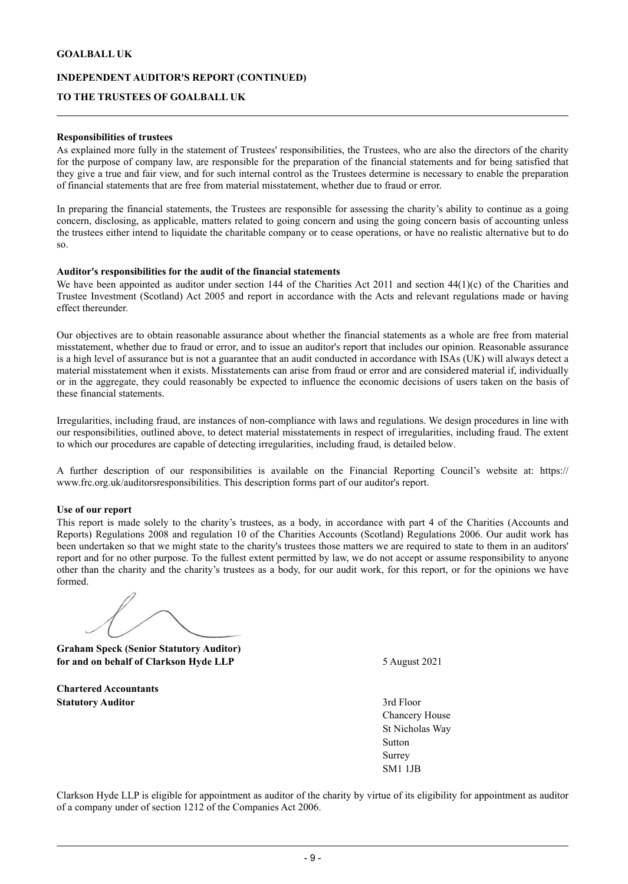**GOALBALL UK**

**INDEPENDENT AUDITOR'S REPORT (CONTINUED)**

**TO THE TRUSTEES OF GOALBALL UK**

---

**Responsibilities of trustees**

As explained more fully in the statement of Trustees' responsibilities, the Trustees, who are also the directors of the charity for the purpose of company law, are responsible for the preparation of the financial statements and for being satisfied that they give a true and fair view, and for such internal control as the Trustees determine is necessary to enable the preparation of financial statements that are free from material misstatement, whether due to fraud or error.

In preparing the financial statements, the Trustees are responsible for assessing the charity's ability to continue as a going concern, disclosing, as applicable, matters related to going concern and using the going concern basis of accounting unless the trustees either intend to liquidate the charitable company or to cease operations, or have no realistic alternative but to do so.

**Auditor's responsibilities for the audit of the financial statements**

We have been appointed as auditor under section 144 of the Charities Act 2011 and section 44(1)(c) of the Charities and Trustee Investment (Scotland) Act 2005 and report in accordance with the Acts and relevant regulations made or having effect thereunder.

Our objectives are to obtain reasonable assurance about whether the financial statements as a whole are free from material misstatement, whether due to fraud or error, and to issue an auditor's report that includes our opinion. Reasonable assurance is a high level of assurance but is not a guarantee that an audit conducted in accordance with ISAs (UK) will always detect a material misstatement when it exists. Misstatements can arise from fraud or error and are considered material if, individually or in the aggregate, they could reasonably be expected to influence the economic decisions of users taken on the basis of these financial statements.

Irregularities, including fraud, are instances of non-compliance with laws and regulations. We design procedures in line with our responsibilities, outlined above, to detect material misstatements in respect of irregularities, including fraud. The extent to which our procedures are capable of detecting irregularities, including fraud, is detailed below.

A further description of our responsibilities is available on the Financial Reporting Council's website at: https://www.frc.org.uk/auditorsresponsibilities. This description forms part of our auditor's report.

**Use of our report**

This report is made solely to the charity's trustees, as a body, in accordance with part 4 of the Charities (Accounts and Reports) Regulations 2008 and regulation 10 of the Charities Accounts (Scotland) Regulations 2006. Our audit work has been undertaken so that we might state to the charity's trustees those matters we are required to state to them in an auditors' report and for no other purpose. To the fullest extent permitted by law, we do not accept or assume responsibility to anyone other than the charity and the charity's trustees as a body, for our audit work, for this report, or for the opinions we have formed.

**Graham Speck (Senior Statutory Auditor)**
**for and on behalf of Clarkson Hyde LLP**

5 August 2021

**Chartered Accountants**
**Statutory Auditor**

3rd Floor
Chancery House
St Nicholas Way
Sutton
Surrey
SM1 1JB

Clarkson Hyde LLP is eligible for appointment as auditor of the charity by virtue of its eligibility for appointment as auditor of a company under of section 1212 of the Companies Act 2006.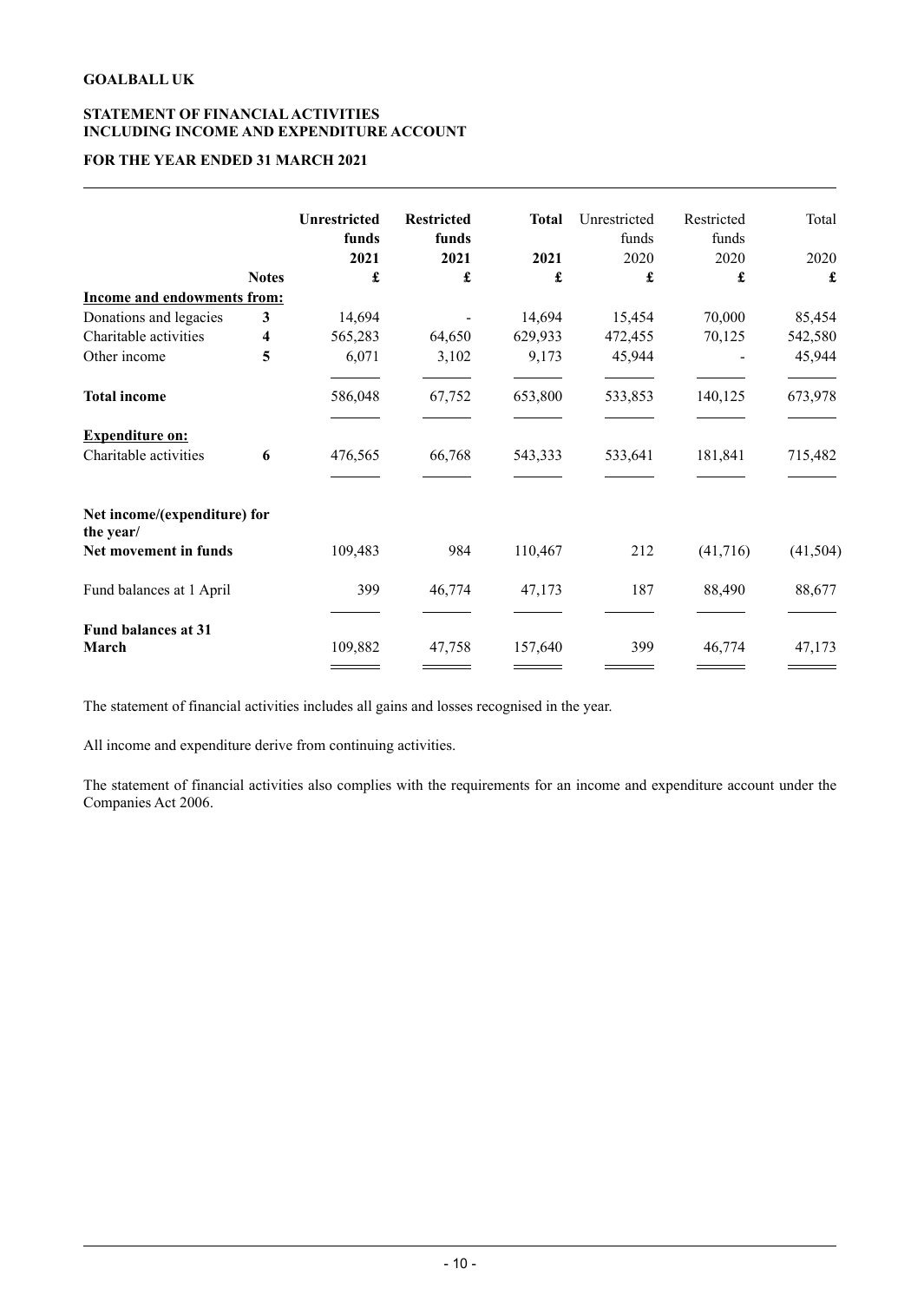**GOALBALL UK**

**STATEMENT OF FINANCIAL ACTIVITIES**
**INCLUDING INCOME AND EXPENDITURE ACCOUNT**

**FOR THE YEAR ENDED 31 MARCH 2021**

| | Notes | **Unrestricted funds 2021 £** | **Restricted funds 2021 £** | **Total 2021 £** | Unrestricted funds 2020 £ | Restricted funds 2020 £ | Total 2020 £ |
|---|---|---|---|---|---|---|---|
| **Income and endowments from:** | | | | | | | |
| Donations and legacies | **3** | 14,694 | - | 14,694 | 15,454 | 70,000 | 85,454 |
| Charitable activities | **4** | 565,283 | 64,650 | 629,933 | 472,455 | 70,125 | 542,580 |
| Other income | **5** | 6,071 | 3,102 | 9,173 | 45,944 | - | 45,944 |
| **Total income** | | 586,048 | 67,752 | 653,800 | 533,853 | 140,125 | 673,978 |
| **Expenditure on:** | | | | | | | |
| Charitable activities | **6** | 476,565 | 66,768 | 543,333 | 533,641 | 181,841 | 715,482 |
| **Net income/(expenditure) for the year/** | | | | | | | |
| **Net movement in funds** | | 109,483 | 984 | 110,467 | 212 | (41,716) | (41,504) |
| Fund balances at 1 April | | 399 | 46,774 | 47,173 | 187 | 88,490 | 88,677 |
| **Fund balances at 31 March** | | 109,882 | 47,758 | 157,640 | 399 | 46,774 | 47,173 |

The statement of financial activities includes all gains and losses recognised in the year.

All income and expenditure derive from continuing activities.

The statement of financial activities also complies with the requirements for an income and expenditure account under the Companies Act 2006.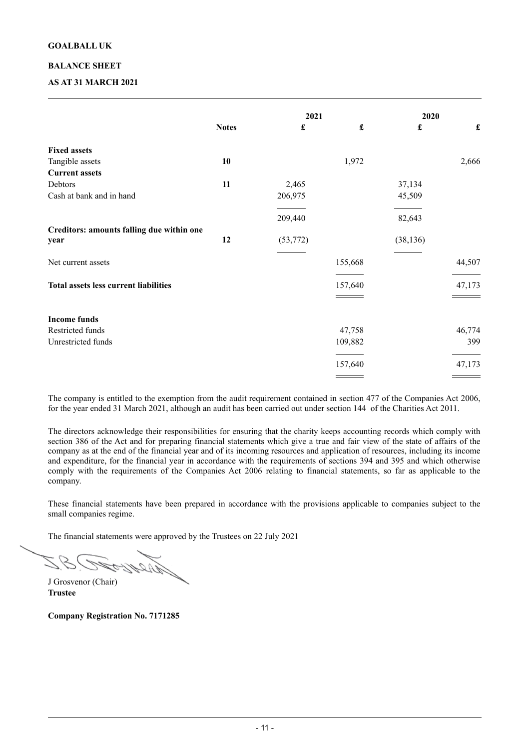**GOALBALL UK**

**BALANCE SHEET**

**AS AT 31 MARCH 2021**

| | Notes | 2021 £ | 2021 £ | 2020 £ | 2020 £ |
|---|---|---|---|---|---|
| **Fixed assets** | | | | | |
| Tangible assets | **10** | | 1,972 | | 2,666 |
| **Current assets** | | | | | |
| Debtors | **11** | 2,465 | | 37,134 | |
| Cash at bank and in hand | | 206,975 | | 45,509 | |
| | | 209,440 | | 82,643 | |
| **Creditors: amounts falling due within one year** | **12** | (53,772) | | (38,136) | |
| Net current assets | | | 155,668 | | 44,507 |
| **Total assets less current liabilities** | | | 157,640 | | 47,173 |
| | | | | | |
| **Income funds** | | | | | |
| Restricted funds | | | 47,758 | | 46,774 |
| Unrestricted funds | | | 109,882 | | 399 |
| | | | 157,640 | | 47,173 |

The company is entitled to the exemption from the audit requirement contained in section 477 of the Companies Act 2006, for the year ended 31 March 2021, although an audit has been carried out under section 144 of the Charities Act 2011.

The directors acknowledge their responsibilities for ensuring that the charity keeps accounting records which comply with section 386 of the Act and for preparing financial statements which give a true and fair view of the state of affairs of the company as at the end of the financial year and of its incoming resources and application of resources, including its income and expenditure, for the financial year in accordance with the requirements of sections 394 and 395 and which otherwise comply with the requirements of the Companies Act 2006 relating to financial statements, so far as applicable to the company.

These financial statements have been prepared in accordance with the provisions applicable to companies subject to the small companies regime.

The financial statements were approved by the Trustees on 22 July 2021

J Grosvenor (Chair)
**Trustee**

**Company Registration No. 7171285**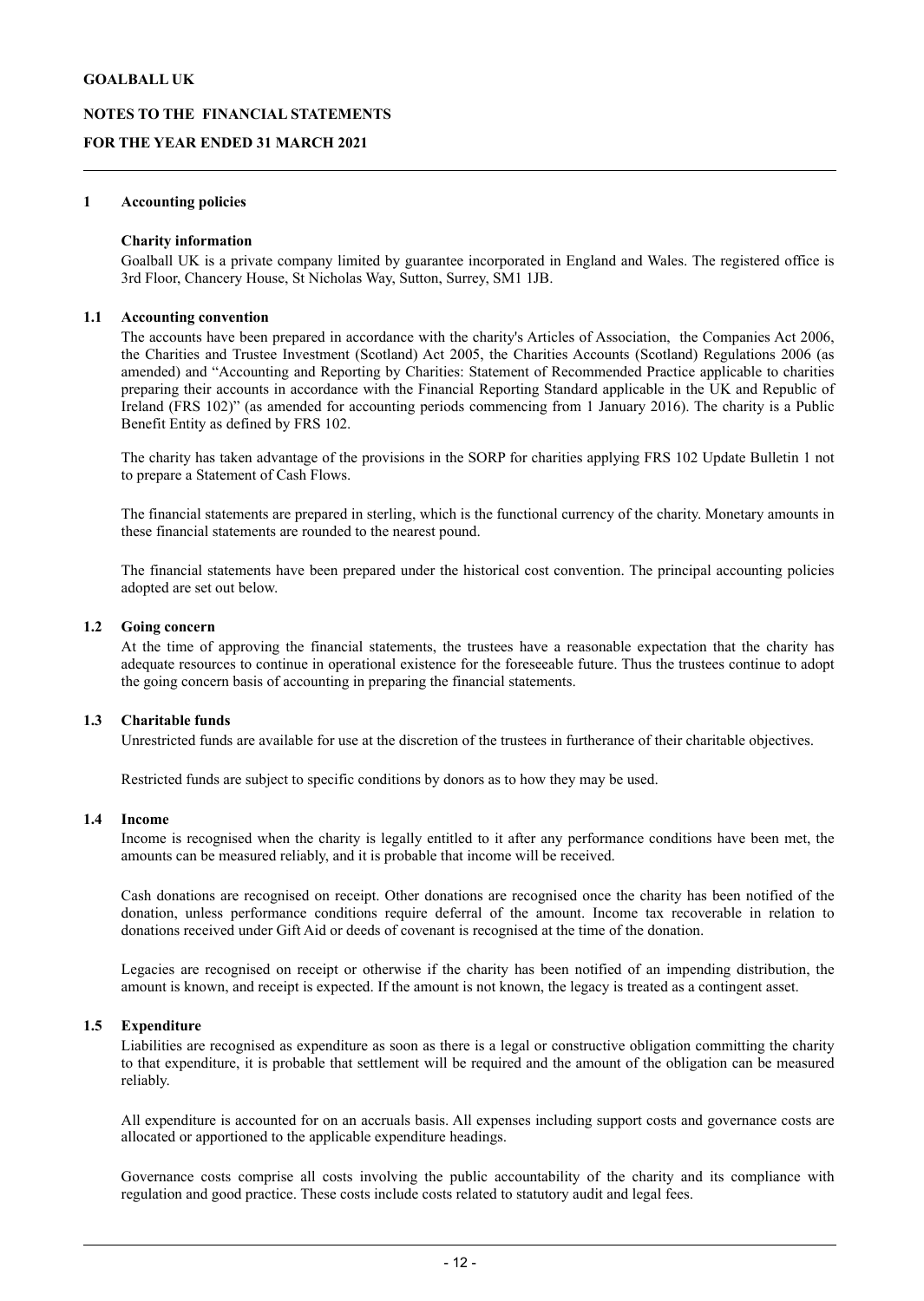# GOALBALL UK

## NOTES TO THE FINANCIAL STATEMENTS

## FOR THE YEAR ENDED 31 MARCH 2021

### 1 Accounting policies

**Charity information**

Goalball UK is a private company limited by guarantee incorporated in England and Wales. The registered office is 3rd Floor, Chancery House, St Nicholas Way, Sutton, Surrey, SM1 1JB.

### 1.1 Accounting convention

The accounts have been prepared in accordance with the charity's Articles of Association, the Companies Act 2006, the Charities and Trustee Investment (Scotland) Act 2005, the Charities Accounts (Scotland) Regulations 2006 (as amended) and "Accounting and Reporting by Charities: Statement of Recommended Practice applicable to charities preparing their accounts in accordance with the Financial Reporting Standard applicable in the UK and Republic of Ireland (FRS 102)" (as amended for accounting periods commencing from 1 January 2016). The charity is a Public Benefit Entity as defined by FRS 102.

The charity has taken advantage of the provisions in the SORP for charities applying FRS 102 Update Bulletin 1 not to prepare a Statement of Cash Flows.

The financial statements are prepared in sterling, which is the functional currency of the charity. Monetary amounts in these financial statements are rounded to the nearest pound.

The financial statements have been prepared under the historical cost convention. The principal accounting policies adopted are set out below.

### 1.2 Going concern

At the time of approving the financial statements, the trustees have a reasonable expectation that the charity has adequate resources to continue in operational existence for the foreseeable future. Thus the trustees continue to adopt the going concern basis of accounting in preparing the financial statements.

### 1.3 Charitable funds

Unrestricted funds are available for use at the discretion of the trustees in furtherance of their charitable objectives.

Restricted funds are subject to specific conditions by donors as to how they may be used.

### 1.4 Income

Income is recognised when the charity is legally entitled to it after any performance conditions have been met, the amounts can be measured reliably, and it is probable that income will be received.

Cash donations are recognised on receipt. Other donations are recognised once the charity has been notified of the donation, unless performance conditions require deferral of the amount. Income tax recoverable in relation to donations received under Gift Aid or deeds of covenant is recognised at the time of the donation.

Legacies are recognised on receipt or otherwise if the charity has been notified of an impending distribution, the amount is known, and receipt is expected. If the amount is not known, the legacy is treated as a contingent asset.

### 1.5 Expenditure

Liabilities are recognised as expenditure as soon as there is a legal or constructive obligation committing the charity to that expenditure, it is probable that settlement will be required and the amount of the obligation can be measured reliably.

All expenditure is accounted for on an accruals basis. All expenses including support costs and governance costs are allocated or apportioned to the applicable expenditure headings.

Governance costs comprise all costs involving the public accountability of the charity and its compliance with regulation and good practice. These costs include costs related to statutory audit and legal fees.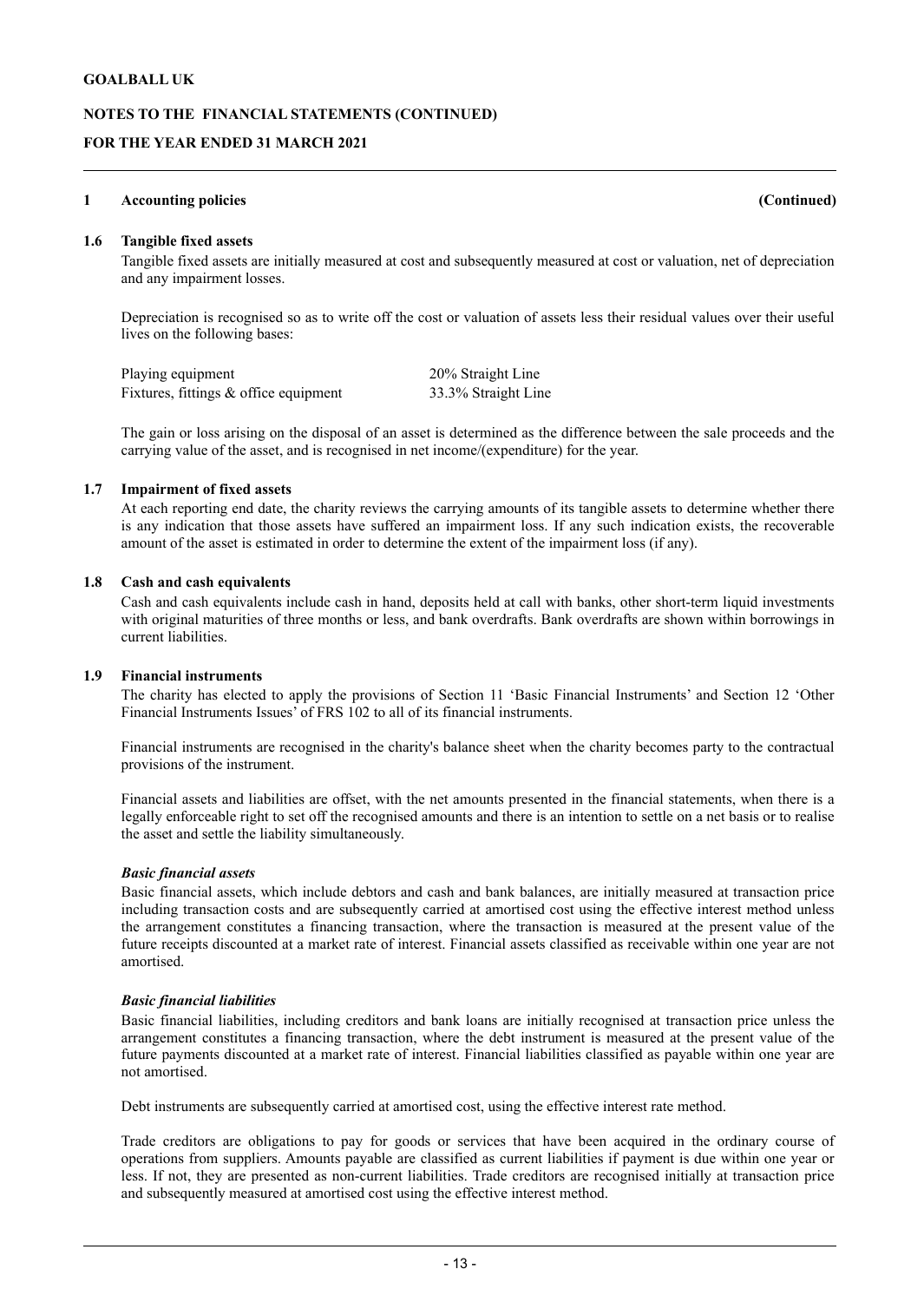## 1 Accounting policies (Continued)

### 1.6 Tangible fixed assets

Tangible fixed assets are initially measured at cost and subsequently measured at cost or valuation, net of depreciation and any impairment losses.

Depreciation is recognised so as to write off the cost or valuation of assets less their residual values over their useful lives on the following bases:

| | |
|---|---|
| Playing equipment | 20% Straight Line |
| Fixtures, fittings & office equipment | 33.3% Straight Line |

The gain or loss arising on the disposal of an asset is determined as the difference between the sale proceeds and the carrying value of the asset, and is recognised in net income/(expenditure) for the year.

### 1.7 Impairment of fixed assets

At each reporting end date, the charity reviews the carrying amounts of its tangible assets to determine whether there is any indication that those assets have suffered an impairment loss. If any such indication exists, the recoverable amount of the asset is estimated in order to determine the extent of the impairment loss (if any).

### 1.8 Cash and cash equivalents

Cash and cash equivalents include cash in hand, deposits held at call with banks, other short-term liquid investments with original maturities of three months or less, and bank overdrafts. Bank overdrafts are shown within borrowings in current liabilities.

### 1.9 Financial instruments

The charity has elected to apply the provisions of Section 11 'Basic Financial Instruments' and Section 12 'Other Financial Instruments Issues' of FRS 102 to all of its financial instruments.

Financial instruments are recognised in the charity's balance sheet when the charity becomes party to the contractual provisions of the instrument.

Financial assets and liabilities are offset, with the net amounts presented in the financial statements, when there is a legally enforceable right to set off the recognised amounts and there is an intention to settle on a net basis or to realise the asset and settle the liability simultaneously.

***Basic financial assets***

Basic financial assets, which include debtors and cash and bank balances, are initially measured at transaction price including transaction costs and are subsequently carried at amortised cost using the effective interest method unless the arrangement constitutes a financing transaction, where the transaction is measured at the present value of the future receipts discounted at a market rate of interest. Financial assets classified as receivable within one year are not amortised.

***Basic financial liabilities***

Basic financial liabilities, including creditors and bank loans are initially recognised at transaction price unless the arrangement constitutes a financing transaction, where the debt instrument is measured at the present value of the future payments discounted at a market rate of interest. Financial liabilities classified as payable within one year are not amortised.

Debt instruments are subsequently carried at amortised cost, using the effective interest rate method.

Trade creditors are obligations to pay for goods or services that have been acquired in the ordinary course of operations from suppliers. Amounts payable are classified as current liabilities if payment is due within one year or less. If not, they are presented as non-current liabilities. Trade creditors are recognised initially at transaction price and subsequently measured at amortised cost using the effective interest method.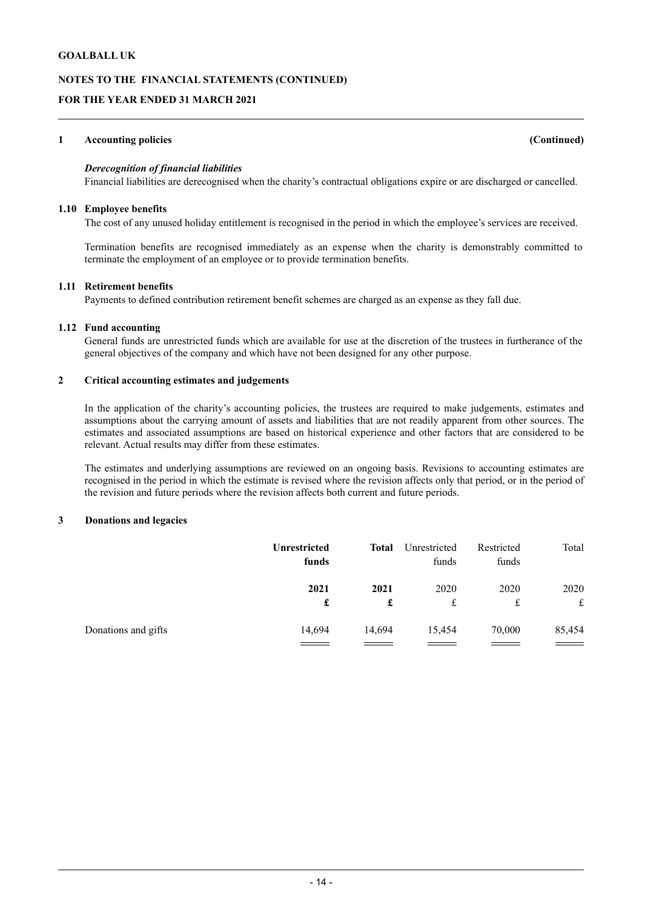## 1 Accounting policies (Continued)

***Derecognition of financial liabilities***

Financial liabilities are derecognised when the charity's contractual obligations expire or are discharged or cancelled.

### 1.10 Employee benefits

The cost of any unused holiday entitlement is recognised in the period in which the employee's services are received.

Termination benefits are recognised immediately as an expense when the charity is demonstrably committed to terminate the employment of an employee or to provide termination benefits.

### 1.11 Retirement benefits

Payments to defined contribution retirement benefit schemes are charged as an expense as they fall due.

### 1.12 Fund accounting

General funds are unrestricted funds which are available for use at the discretion of the trustees in furtherance of the general objectives of the company and which have not been designed for any other purpose.

## 2 Critical accounting estimates and judgements

In the application of the charity's accounting policies, the trustees are required to make judgements, estimates and assumptions about the carrying amount of assets and liabilities that are not readily apparent from other sources. The estimates and associated assumptions are based on historical experience and other factors that are considered to be relevant. Actual results may differ from these estimates.

The estimates and underlying assumptions are reviewed on an ongoing basis. Revisions to accounting estimates are recognised in the period in which the estimate is revised where the revision affects only that period, or in the period of the revision and future periods where the revision affects both current and future periods.

## 3 Donations and legacies

| | **Unrestricted funds** | **Total** | Unrestricted funds | Restricted funds | Total |
|---|---|---|---|---|---|
| | **2021** | **2021** | 2020 | 2020 | 2020 |
| | **£** | **£** | £ | £ | £ |
| Donations and gifts | 14,694 | 14,694 | 15,454 | 70,000 | 85,454 |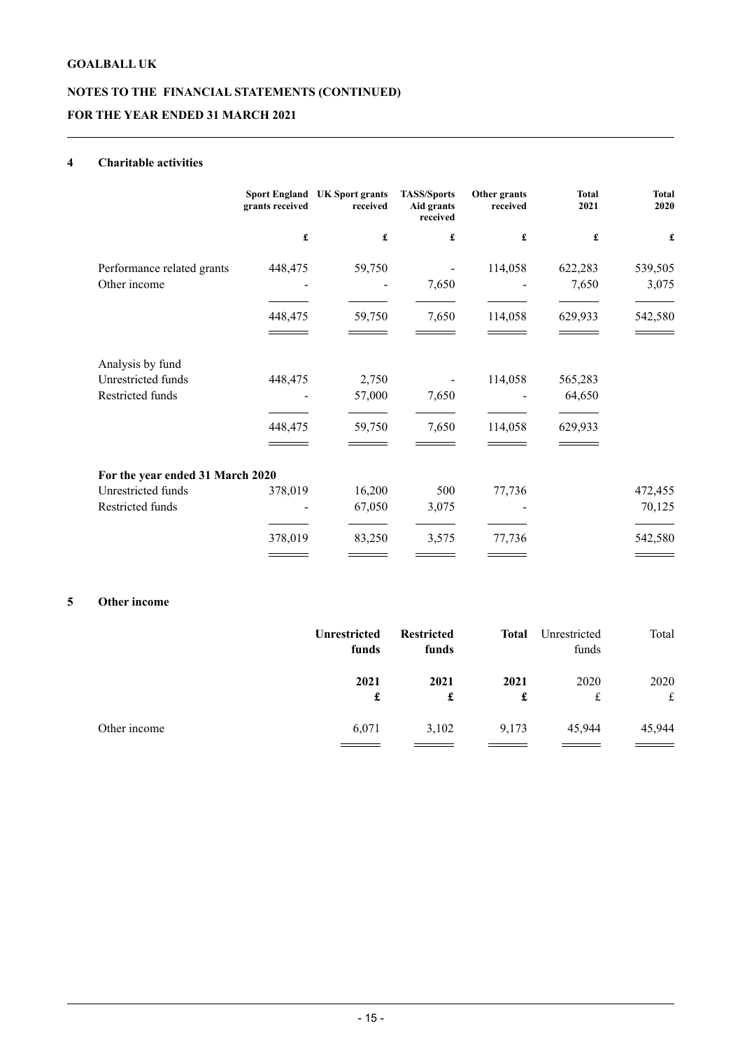# GOALBALL UK

## NOTES TO THE FINANCIAL STATEMENTS (CONTINUED)

## FOR THE YEAR ENDED 31 MARCH 2021

### 4 Charitable activities

| | Sport England grants received | UK Sport grants received | TASS/Sports Aid grants received | Other grants received | Total 2021 | Total 2020 |
|---|---|---|---|---|---|---|
| | £ | £ | £ | £ | £ | £ |
| Performance related grants | 448,475 | 59,750 | - | 114,058 | 622,283 | 539,505 |
| Other income | - | - | 7,650 | - | 7,650 | 3,075 |
| | 448,475 | 59,750 | 7,650 | 114,058 | 629,933 | 542,580 |
| Analysis by fund | | | | | | |
| Unrestricted funds | 448,475 | 2,750 | - | 114,058 | 565,283 | |
| Restricted funds | - | 57,000 | 7,650 | - | 64,650 | |
| | 448,475 | 59,750 | 7,650 | 114,058 | 629,933 | |
| **For the year ended 31 March 2020** | | | | | | |
| Unrestricted funds | 378,019 | 16,200 | 500 | 77,736 | | 472,455 |
| Restricted funds | - | 67,050 | 3,075 | - | | 70,125 |
| | 378,019 | 83,250 | 3,575 | 77,736 | | 542,580 |

### 5 Other income

| | Unrestricted funds | Restricted funds | Total | Unrestricted funds | Total |
|---|---|---|---|---|---|
| | 2021 | 2021 | 2021 | 2020 | 2020 |
| | £ | £ | £ | £ | £ |
| Other income | 6,071 | 3,102 | 9,173 | 45,944 | 45,944 |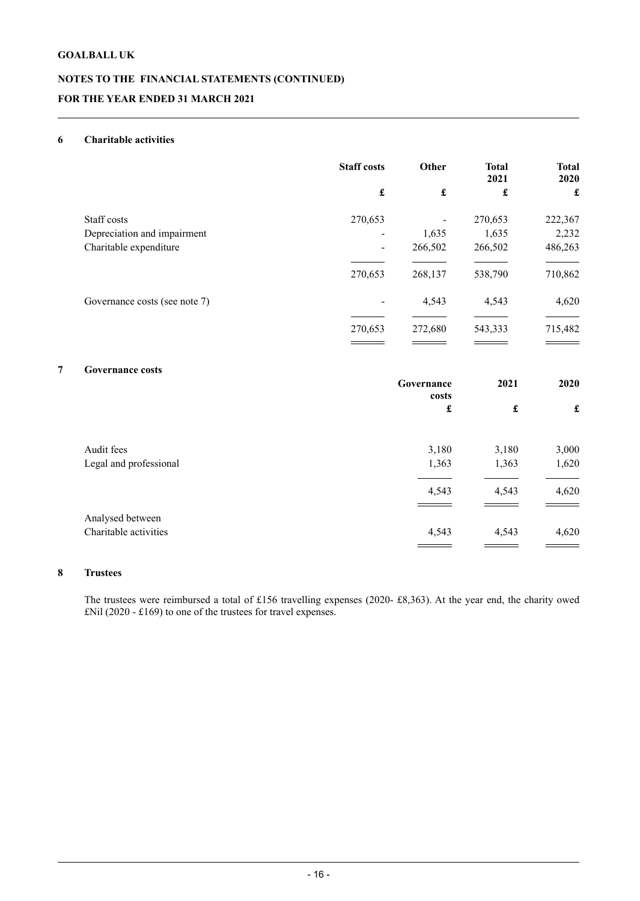**GOALBALL UK**

**NOTES TO THE FINANCIAL STATEMENTS (CONTINUED)**

**FOR THE YEAR ENDED 31 MARCH 2021**

## 6 Charitable activities

| | Staff costs | Other | Total 2021 | Total 2020 |
|---|---|---|---|---|
| | £ | £ | £ | £ |
| Staff costs | 270,653 | - | 270,653 | 222,367 |
| Depreciation and impairment | - | 1,635 | 1,635 | 2,232 |
| Charitable expenditure | - | 266,502 | 266,502 | 486,263 |
| | 270,653 | 268,137 | 538,790 | 710,862 |
| Governance costs (see note 7) | - | 4,543 | 4,543 | 4,620 |
| | 270,653 | 272,680 | 543,333 | 715,482 |

## 7 Governance costs

| | Governance costs | 2021 | 2020 |
|---|---|---|---|
| | £ | £ | £ |
| Audit fees | 3,180 | 3,180 | 3,000 |
| Legal and professional | 1,363 | 1,363 | 1,620 |
| | 4,543 | 4,543 | 4,620 |
| Analysed between | | | |
| Charitable activities | 4,543 | 4,543 | 4,620 |

## 8 Trustees

The trustees were reimbursed a total of £156 travelling expenses (2020- £8,363). At the year end, the charity owed £Nil (2020 - £169) to one of the trustees for travel expenses.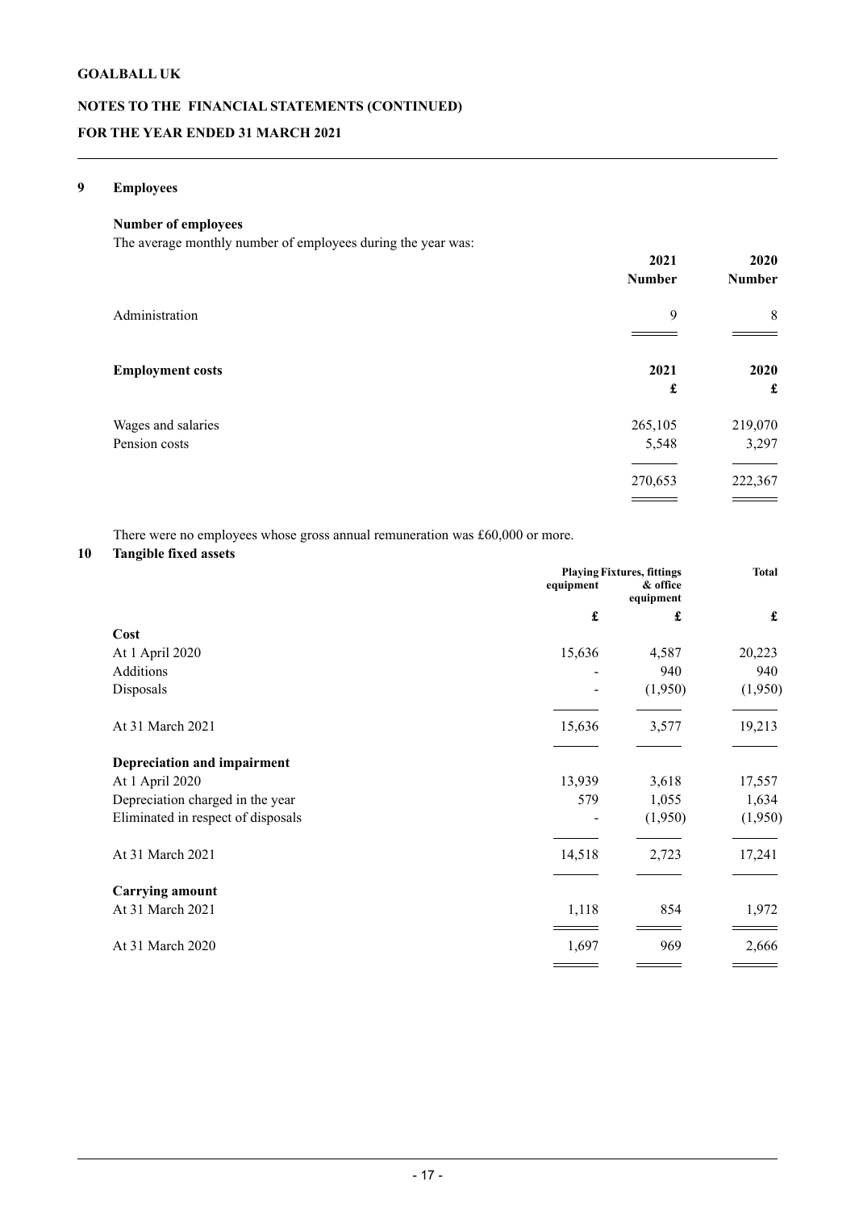**GOALBALL UK**

**NOTES TO THE FINANCIAL STATEMENTS (CONTINUED)**

**FOR THE YEAR ENDED 31 MARCH 2021**

## 9 Employees

### Number of employees

The average monthly number of employees during the year was:

| | 2021 Number | 2020 Number |
|---|---|---|
| Administration | 9 | 8 |

| **Employment costs** | 2021 £ | 2020 £ |
|---|---|---|
| Wages and salaries | 265,105 | 219,070 |
| Pension costs | 5,548 | 3,297 |
| | 270,653 | 222,367 |

There were no employees whose gross annual remuneration was £60,000 or more.

## 10 Tangible fixed assets

| | Playing equipment | Fixtures, fittings & office equipment | Total |
|---|---|---|---|
| | £ | £ | £ |
| **Cost** | | | |
| At 1 April 2020 | 15,636 | 4,587 | 20,223 |
| Additions | - | 940 | 940 |
| Disposals | - | (1,950) | (1,950) |
| At 31 March 2021 | 15,636 | 3,577 | 19,213 |
| **Depreciation and impairment** | | | |
| At 1 April 2020 | 13,939 | 3,618 | 17,557 |
| Depreciation charged in the year | 579 | 1,055 | 1,634 |
| Eliminated in respect of disposals | - | (1,950) | (1,950) |
| At 31 March 2021 | 14,518 | 2,723 | 17,241 |
| **Carrying amount** | | | |
| At 31 March 2021 | 1,118 | 854 | 1,972 |
| At 31 March 2020 | 1,697 | 969 | 2,666 |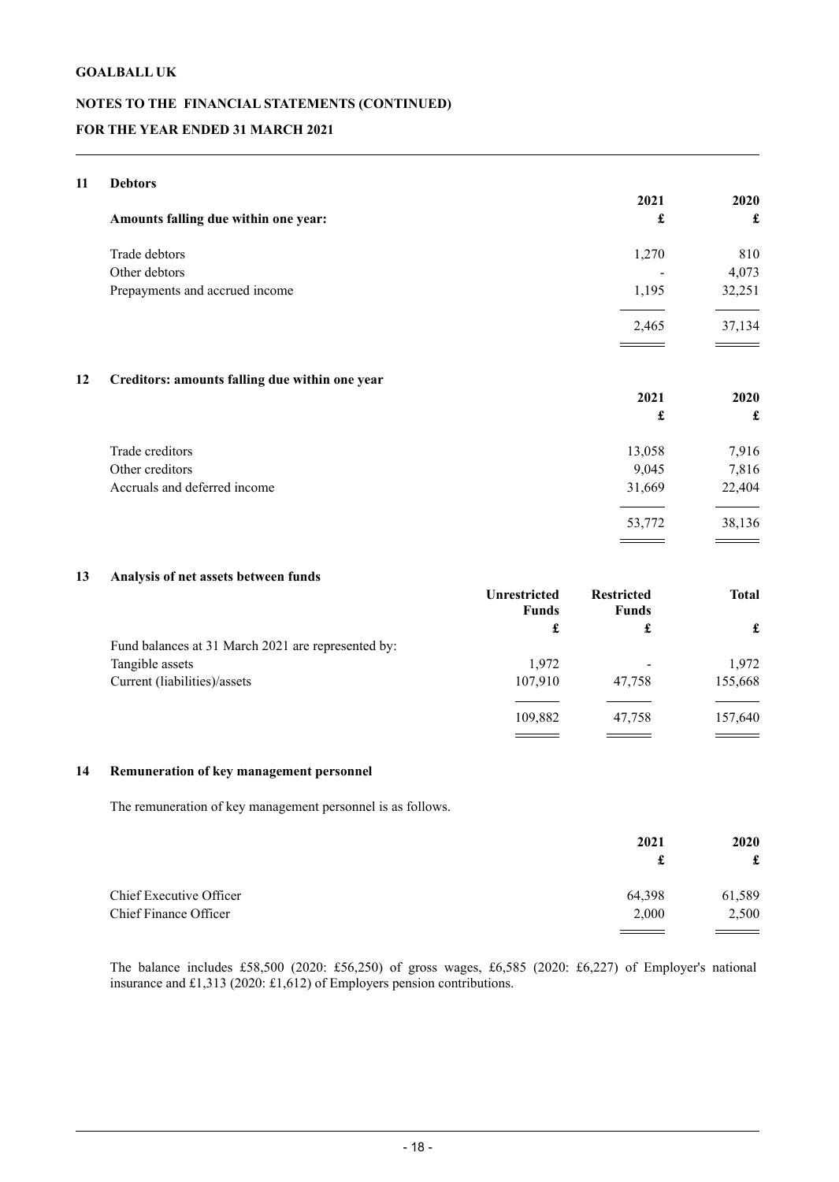## 11 Debtors

| Amounts falling due within one year: | 2021 £ | 2020 £ |
|---|---|---|
| Trade debtors | 1,270 | 810 |
| Other debtors | - | 4,073 |
| Prepayments and accrued income | 1,195 | 32,251 |
| | 2,465 | 37,134 |

## 12 Creditors: amounts falling due within one year

| | 2021 £ | 2020 £ |
|---|---|---|
| Trade creditors | 13,058 | 7,916 |
| Other creditors | 9,045 | 7,816 |
| Accruals and deferred income | 31,669 | 22,404 |
| | 53,772 | 38,136 |

## 13 Analysis of net assets between funds

| | Unrestricted Funds £ | Restricted Funds £ | Total £ |
|---|---|---|---|
| Fund balances at 31 March 2021 are represented by: | | | |
| Tangible assets | 1,972 | - | 1,972 |
| Current (liabilities)/assets | 107,910 | 47,758 | 155,668 |
| | 109,882 | 47,758 | 157,640 |

## 14 Remuneration of key management personnel

The remuneration of key management personnel is as follows.

| | 2021 £ | 2020 £ |
|---|---|---|
| Chief Executive Officer | 64,398 | 61,589 |
| Chief Finance Officer | 2,000 | 2,500 |

The balance includes £58,500 (2020: £56,250) of gross wages, £6,585 (2020: £6,227) of Employer's national insurance and £1,313 (2020: £1,612) of Employers pension contributions.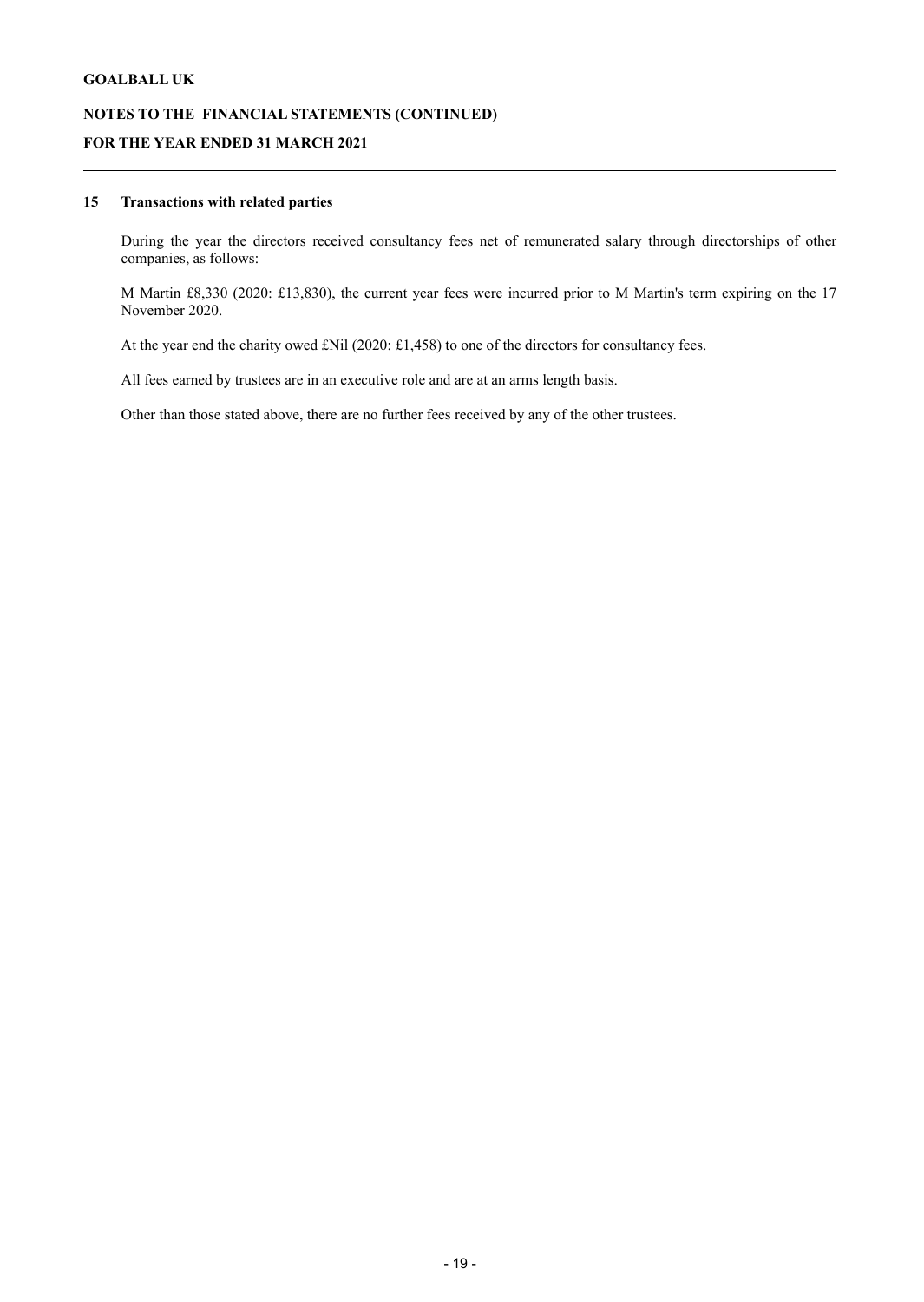## 15 Transactions with related parties

During the year the directors received consultancy fees net of remunerated salary through directorships of other companies, as follows:

M Martin £8,330 (2020: £13,830), the current year fees were incurred prior to M Martin's term expiring on the 17 November 2020.

At the year end the charity owed £Nil (2020: £1,458) to one of the directors for consultancy fees.

All fees earned by trustees are in an executive role and are at an arms length basis.

Other than those stated above, there are no further fees received by any of the other trustees.